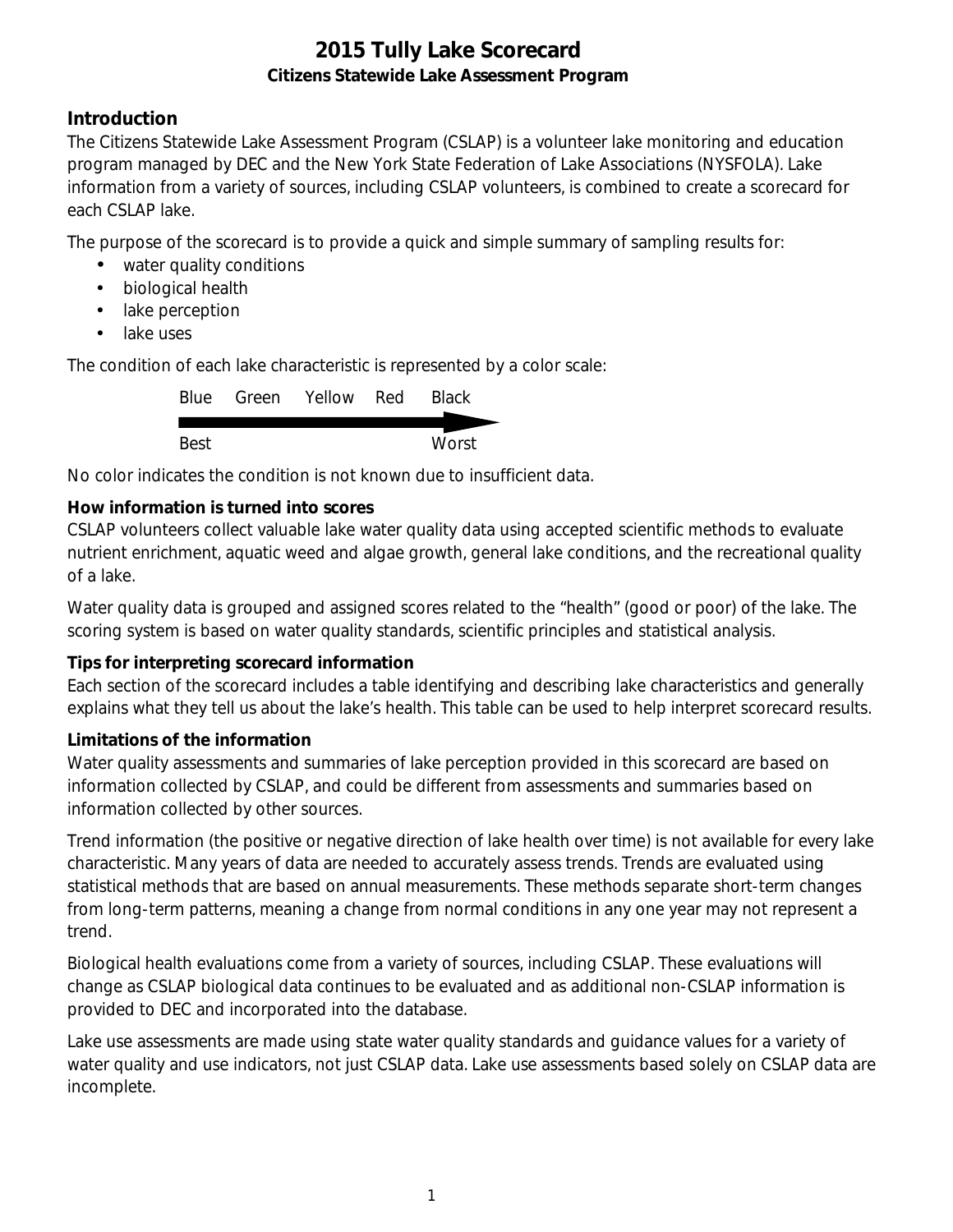# 2015 Tully Lake Scorecard

**Citizens Statewide Lake Assessment Program**

## Introduction

The Citizens Statewide Lake Assessment Program (CSLAP) is a volunteer lake monitoring and education program managed by DEC and the New York State Federation of Lake Associations (NYSFOLA). Lake information from a variety of sources, including CSLAP volunteers, is combined to create a scorecard for each CSLAP lake.

The purpose of the scorecard is to provide a quick and simple summary of sampling results for:

- water quality conditions
- biological health
- lake perception
- lake uses

The condition of each lake characteristic is represented by a color scale:

Blue Green Yellow Red Black

Best → Worst

No color indicates the condition is not known due to insufficient data.

### How information is turned into scores

CSLAP volunteers collect valuable lake water quality data using accepted scientific methods to evaluate nutrient enrichment, aquatic weed and algae growth, general lake conditions, and the recreational quality of a lake.

Water quality data is grouped and assigned scores related to the "health" (good or poor) of the lake. The scoring system is based on water quality standards, scientific principles and statistical analysis.

### Tips for interpreting scorecard information

Each section of the scorecard includes a table identifying and describing lake characteristics and generally explains what they tell us about the lake's health. This table can be used to help interpret scorecard results.

### Limitations of the information

Water quality assessments and summaries of lake perception provided in this scorecard are based on information collected by CSLAP, and could be different from assessments and summaries based on information collected by other sources.

Trend information (the positive or negative direction of lake health over time) is not available for every lake characteristic. Many years of data are needed to accurately assess trends. Trends are evaluated using statistical methods that are based on annual measurements. These methods separate short-term changes from long-term patterns, meaning a change from normal conditions in any one year may not represent a trend.

Biological health evaluations come from a variety of sources, including CSLAP. These evaluations will change as CSLAP biological data continues to be evaluated and as additional non-CSLAP information is provided to DEC and incorporated into the database.

Lake use assessments are made using state water quality standards and guidance values for a variety of water quality and use indicators, not just CSLAP data. Lake use assessments based solely on CSLAP data are incomplete.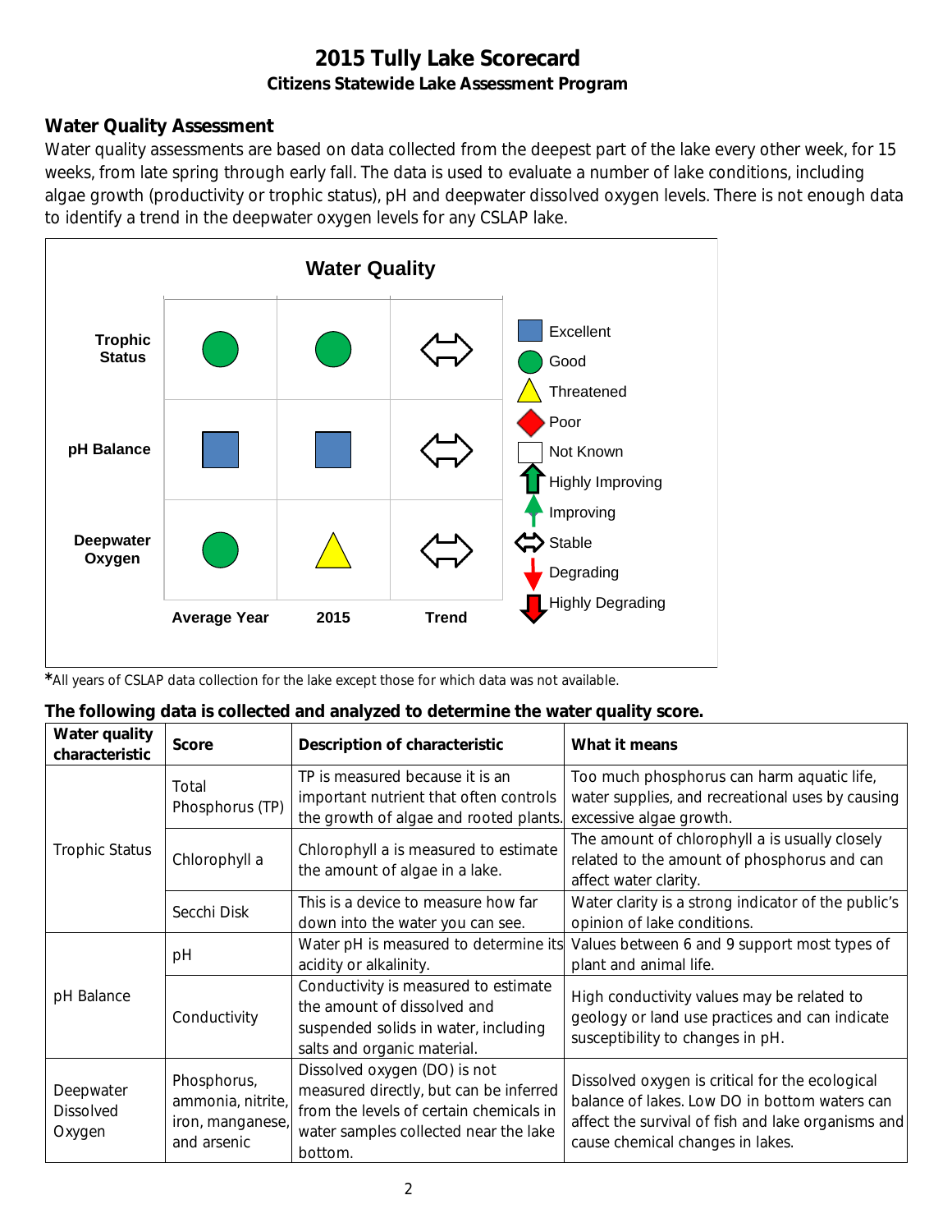# 2015 Tully Lake Scorecard

**Citizens Statewide Lake Assessment Program**

## Water Quality Assessment

Water quality assessments are based on data collected from the deepest part of the lake every other week, for 15 weeks, from late spring through early fall. The data is used to evaluate a number of lake conditions, including algae growth (productivity or trophic status), pH and deepwater dissolved oxygen levels. There is not enough data to identify a trend in the deepwater oxygen levels for any CSLAP lake.

**Water Quality**

| | Average Year | 2015 | Trend |
|---|---|---|---|
| Trophic Status | Good | Good | Stable |
| pH Balance | Excellent | Excellent | Stable |
| Deepwater Oxygen | Good | Threatened | Stable |

Legend: Excellent, Good, Threatened, Poor, Not Known, Highly Improving, Improving, Stable, Degrading, Highly Degrading

*All years of CSLAP data collection for the lake except those for which data was not available.

**The following data is collected and analyzed to determine the water quality score.**

| Water quality characteristic | Score | Description of characteristic | What it means |
|---|---|---|---|
| Trophic Status | Total Phosphorus (TP) | TP is measured because it is an important nutrient that often controls the growth of algae and rooted plants. | Too much phosphorus can harm aquatic life, water supplies, and recreational uses by causing excessive algae growth. |
| | Chlorophyll a | Chlorophyll a is measured to estimate the amount of algae in a lake. | The amount of chlorophyll a is usually closely related to the amount of phosphorus and can affect water clarity. |
| | Secchi Disk | This is a device to measure how far down into the water you can see. | Water clarity is a strong indicator of the public's opinion of lake conditions. |
| pH Balance | pH | Water pH is measured to determine its acidity or alkalinity. | Values between 6 and 9 support most types of plant and animal life. |
| | Conductivity | Conductivity is measured to estimate the amount of dissolved and suspended solids in water, including salts and organic material. | High conductivity values may be related to geology or land use practices and can indicate susceptibility to changes in pH. |
| Deepwater Dissolved Oxygen | Phosphorus, ammonia, nitrite, iron, manganese, and arsenic | Dissolved oxygen (DO) is not measured directly, but can be inferred from the levels of certain chemicals in water samples collected near the lake bottom. | Dissolved oxygen is critical for the ecological balance of lakes. Low DO in bottom waters can affect the survival of fish and lake organisms and cause chemical changes in lakes. |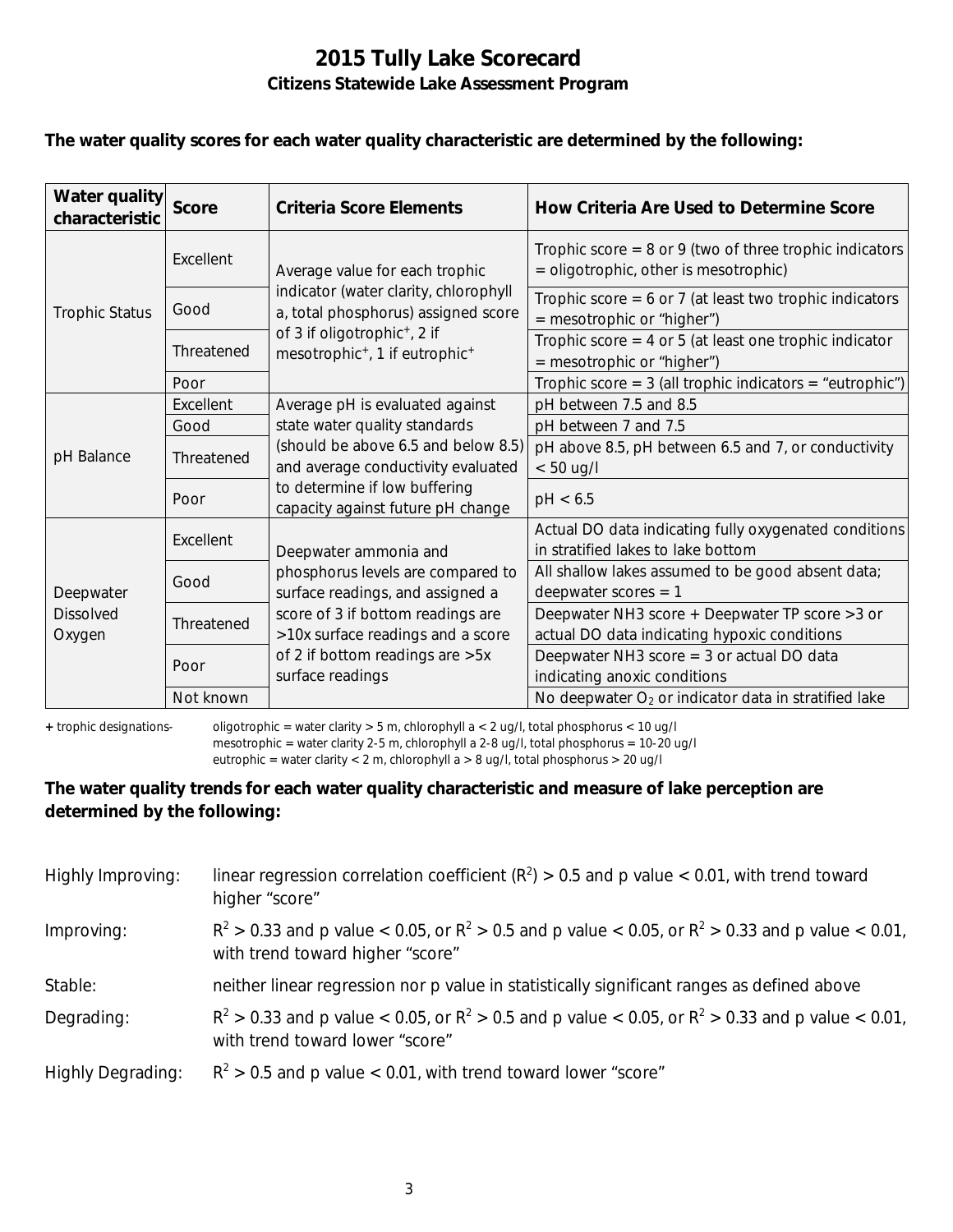# 2015 Tully Lake Scorecard

## Citizens Statewide Lake Assessment Program

**The water quality scores for each water quality characteristic are determined by the following:**

| Water quality characteristic | Score | Criteria Score Elements | How Criteria Are Used to Determine Score |
|---|---|---|---|
| Trophic Status | Excellent | Average value for each trophic indicator (water clarity, chlorophyll a, total phosphorus) assigned score of 3 if oligotrophic+, 2 if mesotrophic+, 1 if eutrophic+ | Trophic score = 8 or 9 (two of three trophic indicators = oligotrophic, other is mesotrophic) |
| | Good | | Trophic score = 6 or 7 (at least two trophic indicators = mesotrophic or "higher") |
| | Threatened | | Trophic score = 4 or 5 (at least one trophic indicator = mesotrophic or "higher") |
| | Poor | | Trophic score = 3 (all trophic indicators = "eutrophic") |
| pH Balance | Excellent | Average pH is evaluated against state water quality standards (should be above 6.5 and below 8.5) and average conductivity evaluated to determine if low buffering capacity against future pH change | pH between 7.5 and 8.5 |
| | Good | | pH between 7 and 7.5 |
| | Threatened | | pH above 8.5, pH between 6.5 and 7, or conductivity < 50 ug/l |
| | Poor | | pH < 6.5 |
| Deepwater Dissolved Oxygen | Excellent | Deepwater ammonia and phosphorus levels are compared to surface readings, and assigned a score of 3 if bottom readings are >10x surface readings and a score of 2 if bottom readings are >5x surface readings | Actual DO data indicating fully oxygenated conditions in stratified lakes to lake bottom |
| | Good | | All shallow lakes assumed to be good absent data; deepwater scores = 1 |
| | Threatened | | Deepwater NH3 score + Deepwater TP score >3 or actual DO data indicating hypoxic conditions |
| | Poor | | Deepwater NH3 score = 3 or actual DO data indicating anoxic conditions |
| | Not known | | No deepwater $O_2$ or indicator data in stratified lake |

**+** trophic designations- oligotrophic = water clarity > 5 m, chlorophyll a < 2 ug/l, total phosphorus < 10 ug/l
mesotrophic = water clarity 2-5 m, chlorophyll a 2-8 ug/l, total phosphorus = 10-20 ug/l
eutrophic = water clarity < 2 m, chlorophyll a > 8 ug/l, total phosphorus > 20 ug/l

**The water quality trends for each water quality characteristic and measure of lake perception are determined by the following:**

Highly Improving: linear regression correlation coefficient ($R^2$) > 0.5 and p value < 0.01, with trend toward higher "score"

Improving: $R^2 > 0.33$ and p value < 0.05, or $R^2 > 0.5$ and p value < 0.05, or $R^2 > 0.33$ and p value < 0.01, with trend toward higher "score"

Stable: neither linear regression nor p value in statistically significant ranges as defined above

Degrading: $R^2 > 0.33$ and p value < 0.05, or $R^2 > 0.5$ and p value < 0.05, or $R^2 > 0.33$ and p value < 0.01, with trend toward lower "score"

Highly Degrading: $R^2 > 0.5$ and p value < 0.01, with trend toward lower "score"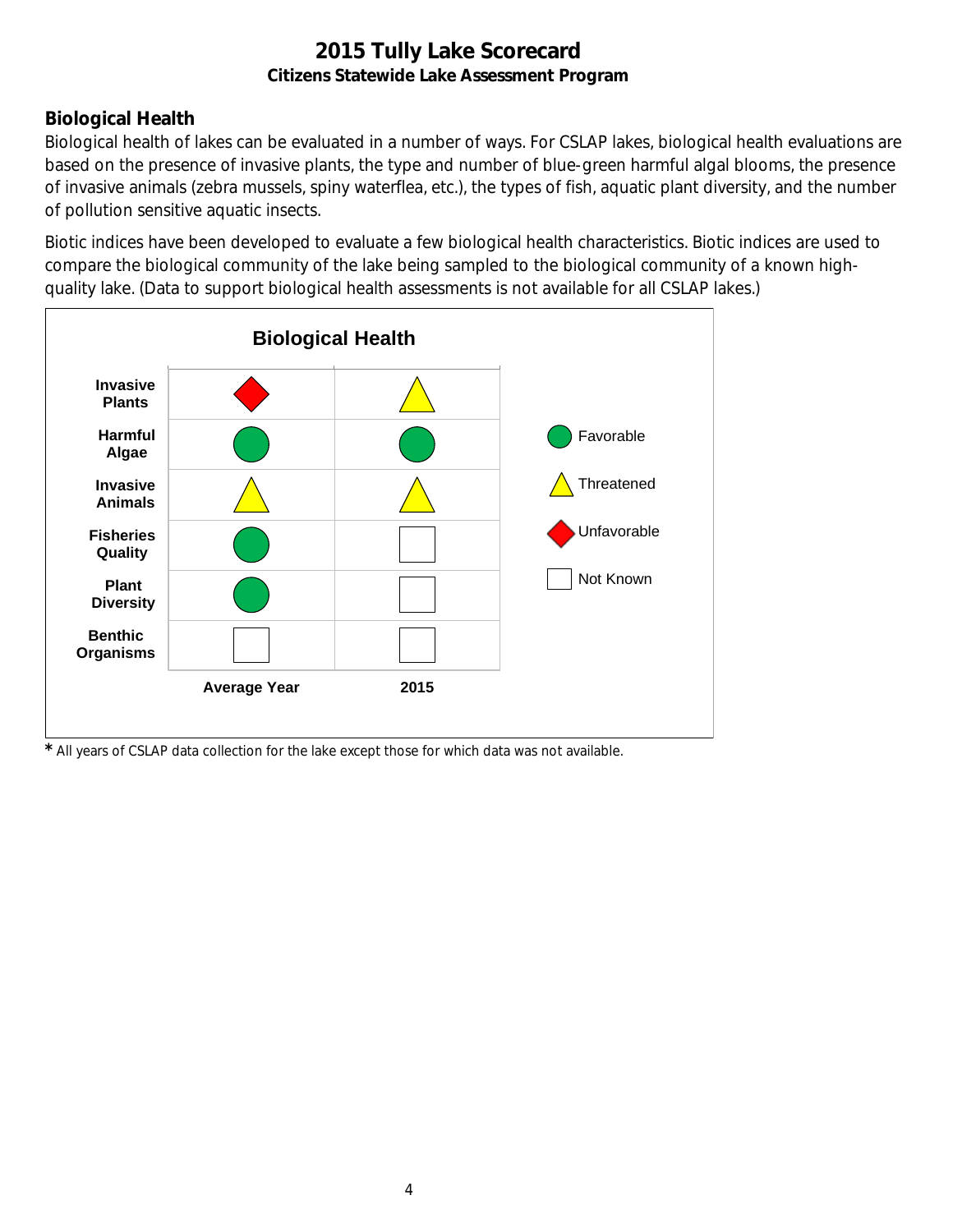# 2015 Tully Lake Scorecard

**Citizens Statewide Lake Assessment Program**

## Biological Health

Biological health of lakes can be evaluated in a number of ways. For CSLAP lakes, biological health evaluations are based on the presence of invasive plants, the type and number of blue-green harmful algal blooms, the presence of invasive animals (zebra mussels, spiny waterflea, etc.), the types of fish, aquatic plant diversity, and the number of pollution sensitive aquatic insects.

Biotic indices have been developed to evaluate a few biological health characteristics. Biotic indices are used to compare the biological community of the lake being sampled to the biological community of a known high-quality lake. (Data to support biological health assessments is not available for all CSLAP lakes.)

**Biological Health**

| | Average Year | 2015 |
|---|---|---|
| Invasive Plants | Unfavorable | Threatened |
| Harmful Algae | Favorable | Favorable |
| Invasive Animals | Threatened | Threatened |
| Fisheries Quality | Favorable | Not Known |
| Plant Diversity | Favorable | Not Known |
| Benthic Organisms | Not Known | Not Known |

Legend: Favorable; Threatened; Unfavorable; Not Known

* All years of CSLAP data collection for the lake except those for which data was not available.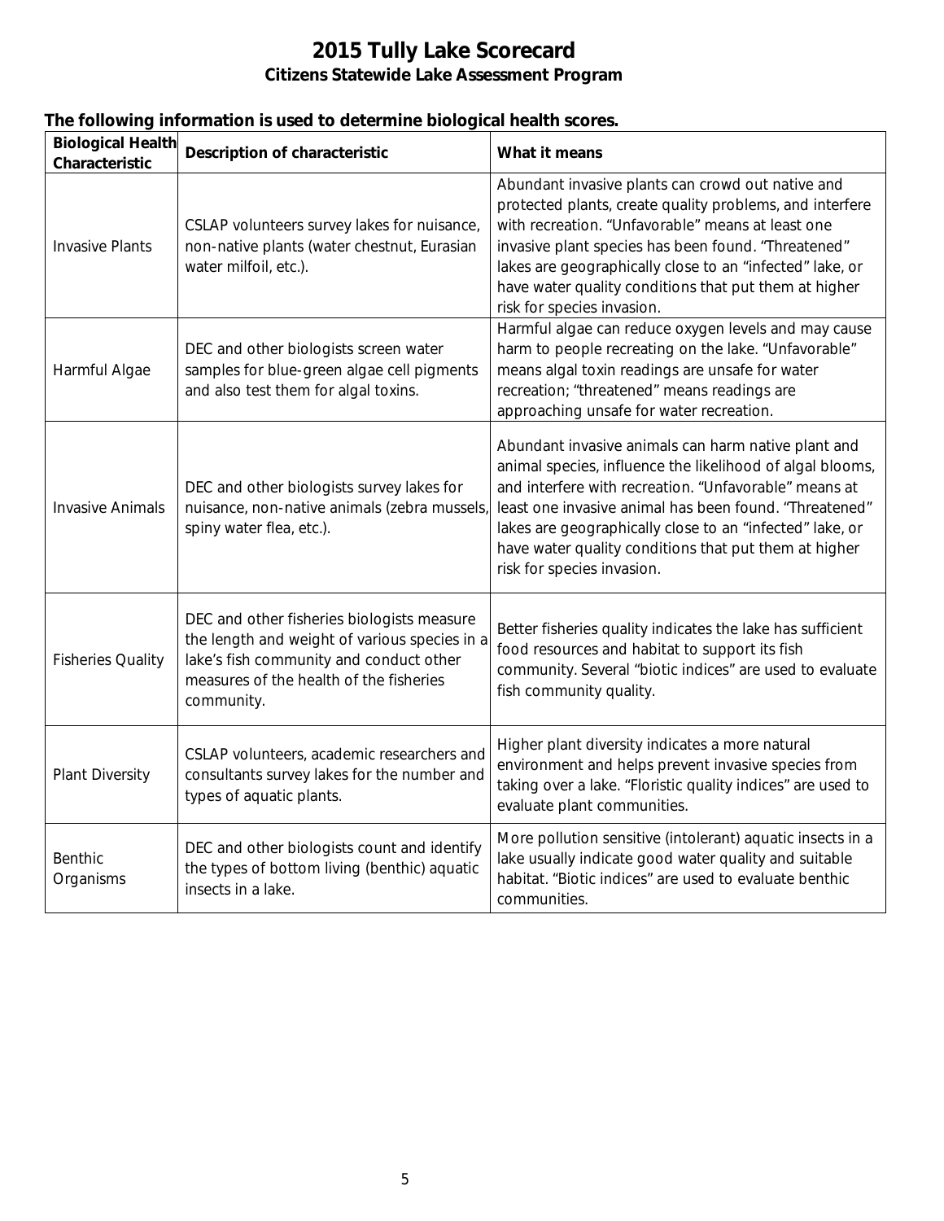# 2015 Tully Lake Scorecard

## Citizens Statewide Lake Assessment Program

**The following information is used to determine biological health scores.**

| Biological Health Characteristic | Description of characteristic | What it means |
|---|---|---|
| Invasive Plants | CSLAP volunteers survey lakes for nuisance, non-native plants (water chestnut, Eurasian water milfoil, etc.). | Abundant invasive plants can crowd out native and protected plants, create quality problems, and interfere with recreation. "Unfavorable" means at least one invasive plant species has been found. "Threatened" lakes are geographically close to an "infected" lake, or have water quality conditions that put them at higher risk for species invasion. |
| Harmful Algae | DEC and other biologists screen water samples for blue-green algae cell pigments and also test them for algal toxins. | Harmful algae can reduce oxygen levels and may cause harm to people recreating on the lake. "Unfavorable" means algal toxin readings are unsafe for water recreation; "threatened" means readings are approaching unsafe for water recreation. |
| Invasive Animals | DEC and other biologists survey lakes for nuisance, non-native animals (zebra mussels, spiny water flea, etc.). | Abundant invasive animals can harm native plant and animal species, influence the likelihood of algal blooms, and interfere with recreation. "Unfavorable" means at least one invasive animal has been found. "Threatened" lakes are geographically close to an "infected" lake, or have water quality conditions that put them at higher risk for species invasion. |
| Fisheries Quality | DEC and other fisheries biologists measure the length and weight of various species in a lake's fish community and conduct other measures of the health of the fisheries community. | Better fisheries quality indicates the lake has sufficient food resources and habitat to support its fish community. Several "biotic indices" are used to evaluate fish community quality. |
| Plant Diversity | CSLAP volunteers, academic researchers and consultants survey lakes for the number and types of aquatic plants. | Higher plant diversity indicates a more natural environment and helps prevent invasive species from taking over a lake. "Floristic quality indices" are used to evaluate plant communities. |
| Benthic Organisms | DEC and other biologists count and identify the types of bottom living (benthic) aquatic insects in a lake. | More pollution sensitive (intolerant) aquatic insects in a lake usually indicate good water quality and suitable habitat. "Biotic indices" are used to evaluate benthic communities. |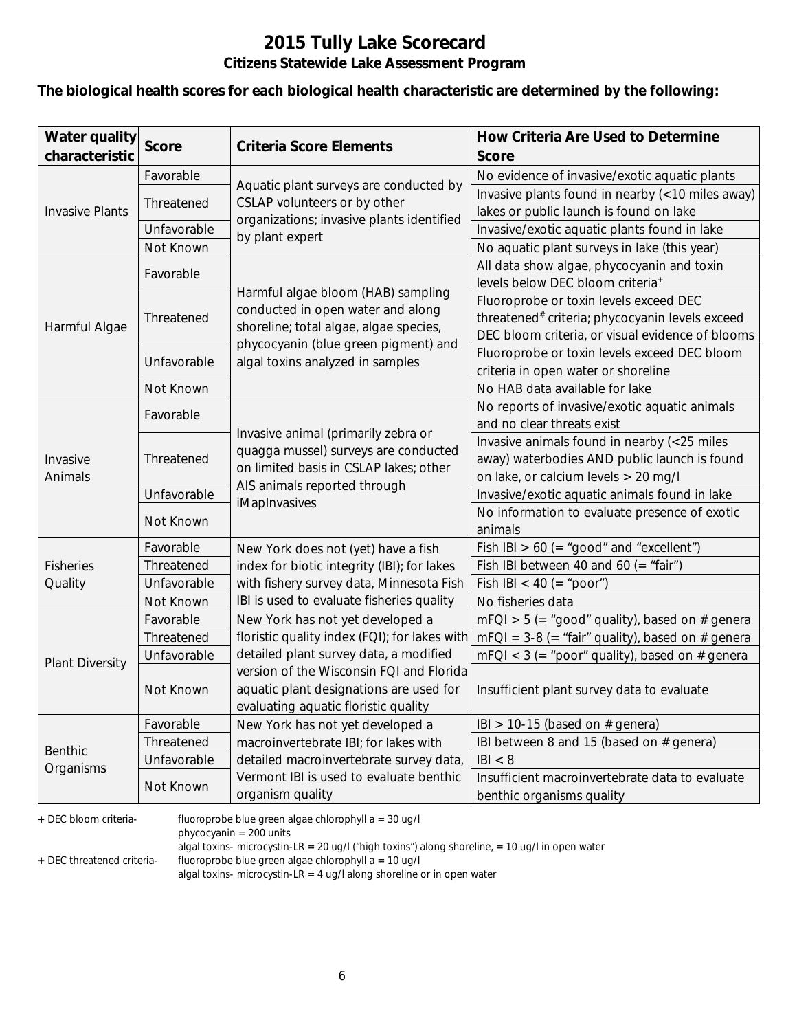# 2015 Tully Lake Scorecard

## Citizens Statewide Lake Assessment Program

**The biological health scores for each biological health characteristic are determined by the following:**

| Water quality characteristic | Score | Criteria Score Elements | How Criteria Are Used to Determine Score |
|---|---|---|---|
| Invasive Plants | Favorable | Aquatic plant surveys are conducted by CSLAP volunteers or by other organizations; invasive plants identified by plant expert | No evidence of invasive/exotic aquatic plants |
| | Threatened | | Invasive plants found in nearby (<10 miles away) lakes or public launch is found on lake |
| | Unfavorable | | Invasive/exotic aquatic plants found in lake |
| | Not Known | | No aquatic plant surveys in lake (this year) |
| Harmful Algae | Favorable | Harmful algae bloom (HAB) sampling conducted in open water and along shoreline; total algae, algae species, phycocyanin (blue green pigment) and algal toxins analyzed in samples | All data show algae, phycocyanin and toxin levels below DEC bloom criteria+ |
| | Threatened | | Fluoroprobe or toxin levels exceed DEC threatened# criteria; phycocyanin levels exceed DEC bloom criteria, or visual evidence of blooms |
| | Unfavorable | | Fluoroprobe or toxin levels exceed DEC bloom criteria in open water or shoreline |
| | Not Known | | No HAB data available for lake |
| Invasive Animals | Favorable | Invasive animal (primarily zebra or quagga mussel) surveys are conducted on limited basis in CSLAP lakes; other AIS animals reported through iMapInvasives | No reports of invasive/exotic aquatic animals and no clear threats exist |
| | Threatened | | Invasive animals found in nearby (<25 miles away) waterbodies AND public launch is found on lake, or calcium levels > 20 mg/l |
| | Unfavorable | | Invasive/exotic aquatic animals found in lake |
| | Not Known | | No information to evaluate presence of exotic animals |
| Fisheries Quality | Favorable | New York does not (yet) have a fish index for biotic integrity (IBI); for lakes with fishery survey data, Minnesota Fish IBI is used to evaluate fisheries quality | Fish IBI > 60 (= "good" and "excellent") |
| | Threatened | | Fish IBI between 40 and 60 (= "fair") |
| | Unfavorable | | Fish IBI < 40 (= "poor") |
| | Not Known | | No fisheries data |
| Plant Diversity | Favorable | New York has not yet developed a floristic quality index (FQI); for lakes with detailed plant survey data, a modified version of the Wisconsin FQI and Florida aquatic plant designations are used for evaluating aquatic floristic quality | mFQI > 5 (= "good" quality), based on # genera |
| | Threatened | | mFQI = 3-8 (= "fair" quality), based on # genera |
| | Unfavorable | | mFQI < 3 (= "poor" quality), based on # genera |
| | Not Known | | Insufficient plant survey data to evaluate |
| Benthic Organisms | Favorable | New York has not yet developed a macroinvertebrate IBI; for lakes with detailed macroinvertebrate survey data, Vermont IBI is used to evaluate benthic organism quality | IBI > 10-15 (based on # genera) |
| | Threatened | | IBI between 8 and 15 (based on # genera) |
| | Unfavorable | | IBI < 8 |
| | Not Known | | Insufficient macroinvertebrate data to evaluate benthic organisms quality |

**+** DEC bloom criteria- fluoroprobe blue green algae chlorophyll a = 30 ug/l
phycocyanin = 200 units
algal toxins- microcystin-LR = 20 ug/l ("high toxins") along shoreline, = 10 ug/l in open water

**+** DEC threatened criteria- fluoroprobe blue green algae chlorophyll a = 10 ug/l
algal toxins- microcystin-LR = 4 ug/l along shoreline or in open water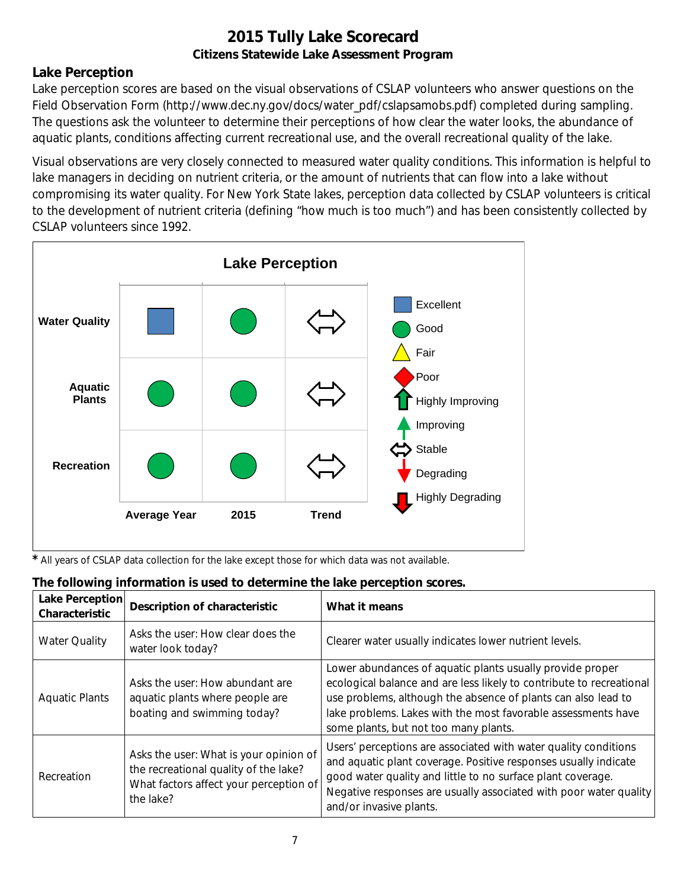# 2015 Tully Lake Scorecard

### Citizens Statewide Lake Assessment Program

## Lake Perception

Lake perception scores are based on the visual observations of CSLAP volunteers who answer questions on the Field Observation Form (http://www.dec.ny.gov/docs/water_pdf/cslapsamobs.pdf) completed during sampling. The questions ask the volunteer to determine their perceptions of how clear the water looks, the abundance of aquatic plants, conditions affecting current recreational use, and the overall recreational quality of the lake.

Visual observations are very closely connected to measured water quality conditions. This information is helpful to lake managers in deciding on nutrient criteria, or the amount of nutrients that can flow into a lake without compromising its water quality. For New York State lakes, perception data collected by CSLAP volunteers is critical to the development of nutrient criteria (defining "how much is too much") and has been consistently collected by CSLAP volunteers since 1992.

**Lake Perception**

| | Average Year | 2015 | Trend |
|---|---|---|---|
| **Water Quality** | Excellent | Good | Stable |
| **Aquatic Plants** | Good | Good | Stable |
| **Recreation** | Good | Good | Stable |

Legend: Excellent, Good, Fair, Poor, Highly Improving, Improving, Stable, Degrading, Highly Degrading

* All years of CSLAP data collection for the lake except those for which data was not available.

### The following information is used to determine the lake perception scores.

| Lake Perception Characteristic | Description of characteristic | What it means |
|---|---|---|
| Water Quality | Asks the user: How clear does the water look today? | Clearer water usually indicates lower nutrient levels. |
| Aquatic Plants | Asks the user: How abundant are aquatic plants where people are boating and swimming today? | Lower abundances of aquatic plants usually provide proper ecological balance and are less likely to contribute to recreational use problems, although the absence of plants can also lead to lake problems. Lakes with the most favorable assessments have some plants, but not too many plants. |
| Recreation | Asks the user: What is your opinion of the recreational quality of the lake? What factors affect your perception of the lake? | Users' perceptions are associated with water quality conditions and aquatic plant coverage. Positive responses usually indicate good water quality and little to no surface plant coverage. Negative responses are usually associated with poor water quality and/or invasive plants. |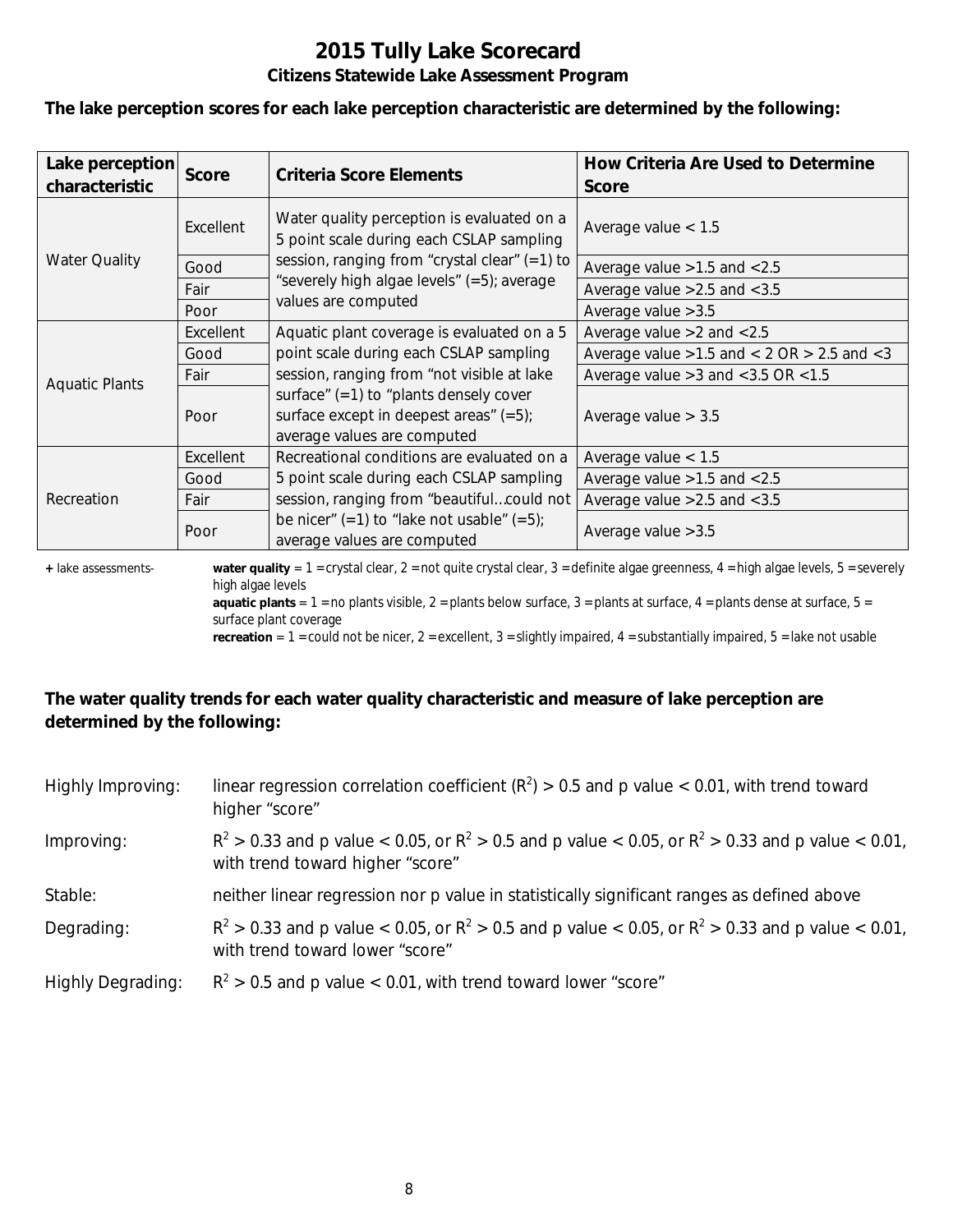# 2015 Tully Lake Scorecard

## Citizens Statewide Lake Assessment Program

**The lake perception scores for each lake perception characteristic are determined by the following:**

| Lake perception characteristic | Score | Criteria Score Elements | How Criteria Are Used to Determine Score |
|---|---|---|---|
| Water Quality | Excellent | Water quality perception is evaluated on a 5 point scale during each CSLAP sampling session, ranging from "crystal clear" (=1) to "severely high algae levels" (=5); average values are computed | Average value < 1.5 |
| | Good | | Average value >1.5 and <2.5 |
| | Fair | | Average value >2.5 and <3.5 |
| | Poor | | Average value >3.5 |
| Aquatic Plants | Excellent | Aquatic plant coverage is evaluated on a 5 point scale during each CSLAP sampling session, ranging from "not visible at lake surface" (=1) to "plants densely cover surface except in deepest areas" (=5); average values are computed | Average value >2 and <2.5 |
| | Good | | Average value >1.5 and < 2 OR > 2.5 and <3 |
| | Fair | | Average value >3 and <3.5 OR <1.5 |
| | Poor | | Average value > 3.5 |
| Recreation | Excellent | Recreational conditions are evaluated on a 5 point scale during each CSLAP sampling session, ranging from "beautiful…could not be nicer" (=1) to "lake not usable" (=5); average values are computed | Average value < 1.5 |
| | Good | | Average value >1.5 and <2.5 |
| | Fair | | Average value >2.5 and <3.5 |
| | Poor | | Average value >3.5 |

+ lake assessments- **water quality** = 1 = crystal clear, 2 = not quite crystal clear, 3 = definite algae greenness, 4 = high algae levels, 5 = severely high algae levels
**aquatic plants** = 1 = no plants visible, 2 = plants below surface, 3 = plants at surface, 4 = plants dense at surface, 5 = surface plant coverage
**recreation** = 1 = could not be nicer, 2 = excellent, 3 = slightly impaired, 4 = substantially impaired, 5 = lake not usable

**The water quality trends for each water quality characteristic and measure of lake perception are determined by the following:**

Highly Improving: linear regression correlation coefficient ($R^2$) > 0.5 and p value < 0.01, with trend toward higher "score"

Improving: $R^2$ > 0.33 and p value < 0.05, or $R^2$ > 0.5 and p value < 0.05, or $R^2$ > 0.33 and p value < 0.01, with trend toward higher "score"

Stable: neither linear regression nor p value in statistically significant ranges as defined above

Degrading: $R^2$ > 0.33 and p value < 0.05, or $R^2$ > 0.5 and p value < 0.05, or $R^2$ > 0.33 and p value < 0.01, with trend toward lower "score"

Highly Degrading: $R^2$ > 0.5 and p value < 0.01, with trend toward lower "score"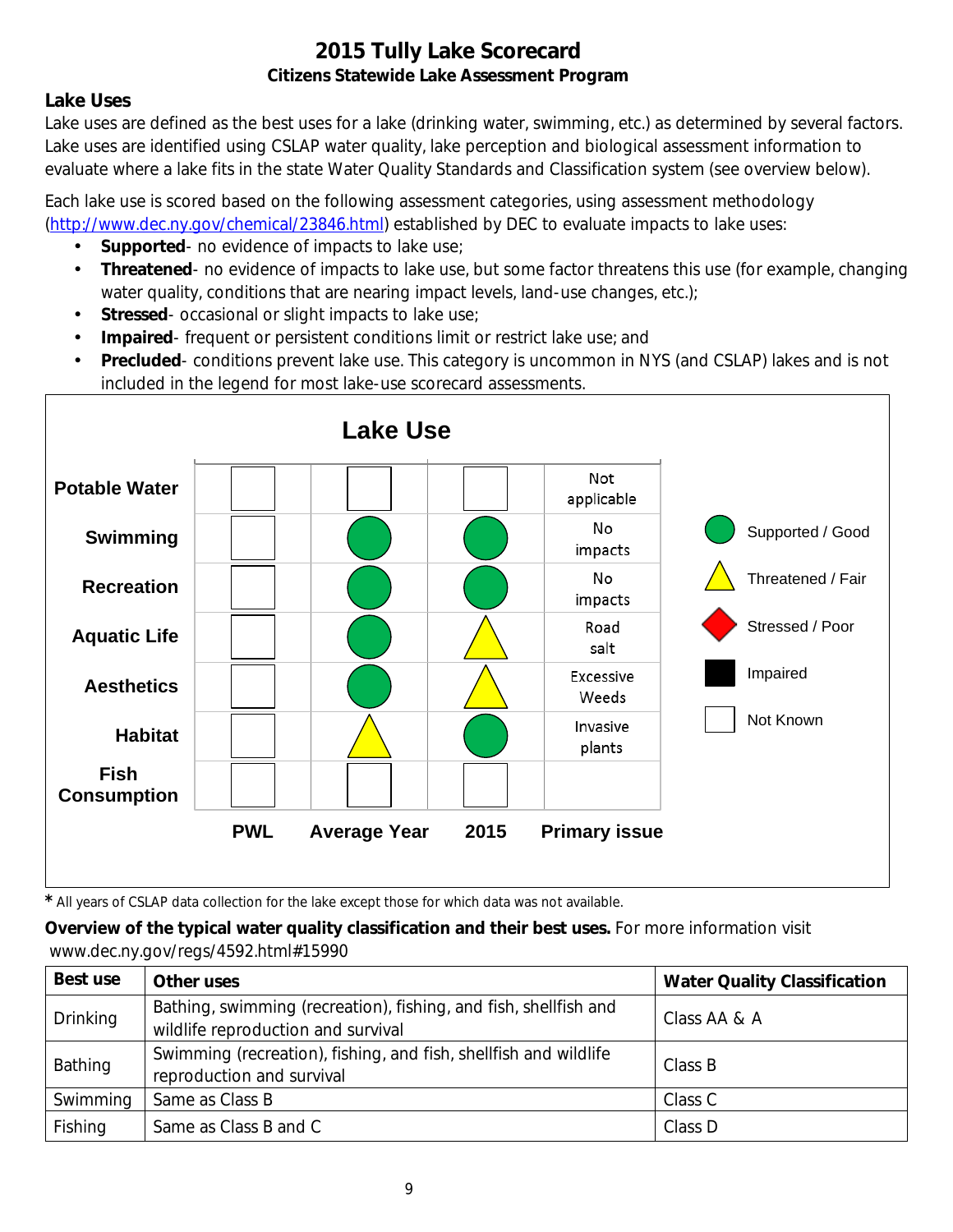# 2015 Tully Lake Scorecard

**Citizens Statewide Lake Assessment Program**

## Lake Uses

Lake uses are defined as the best uses for a lake (drinking water, swimming, etc.) as determined by several factors. Lake uses are identified using CSLAP water quality, lake perception and biological assessment information to evaluate where a lake fits in the state Water Quality Standards and Classification system (see overview below).

Each lake use is scored based on the following assessment categories, using assessment methodology (http://www.dec.ny.gov/chemical/23846.html) established by DEC to evaluate impacts to lake uses:

- **Supported**- no evidence of impacts to lake use;
- **Threatened**- no evidence of impacts to lake use, but some factor threatens this use (for example, changing water quality, conditions that are nearing impact levels, land-use changes, etc.);
- **Stressed**- occasional or slight impacts to lake use;
- **Impaired**- frequent or persistent conditions limit or restrict lake use; and
- **Precluded**- conditions prevent lake use. This category is uncommon in NYS (and CSLAP) lakes and is not included in the legend for most lake-use scorecard assessments.

**Lake Use**

| | PWL | Average Year | 2015 | Primary issue |
|---|---|---|---|---|
| Potable Water | Not Known | Not Known | Not Known | Not applicable |
| Swimming | Not Known | Supported / Good | Supported / Good | No impacts |
| Recreation | Not Known | Supported / Good | Supported / Good | No impacts |
| Aquatic Life | Not Known | Supported / Good | Threatened / Fair | Road salt |
| Aesthetics | Not Known | Supported / Good | Threatened / Fair | Excessive Weeds |
| Habitat | Not Known | Threatened / Fair | Supported / Good | Invasive plants |
| Fish Consumption | Not Known | Not Known | Not Known | |

Legend: Supported / Good; Threatened / Fair; Stressed / Poor; Impaired; Not Known

* All years of CSLAP data collection for the lake except those for which data was not available.

**Overview of the typical water quality classification and their best uses.** For more information visit www.dec.ny.gov/regs/4592.html#15990

| Best use | Other uses | Water Quality Classification |
|---|---|---|
| Drinking | Bathing, swimming (recreation), fishing, and fish, shellfish and wildlife reproduction and survival | Class AA & A |
| Bathing | Swimming (recreation), fishing, and fish, shellfish and wildlife reproduction and survival | Class B |
| Swimming | Same as Class B | Class C |
| Fishing | Same as Class B and C | Class D |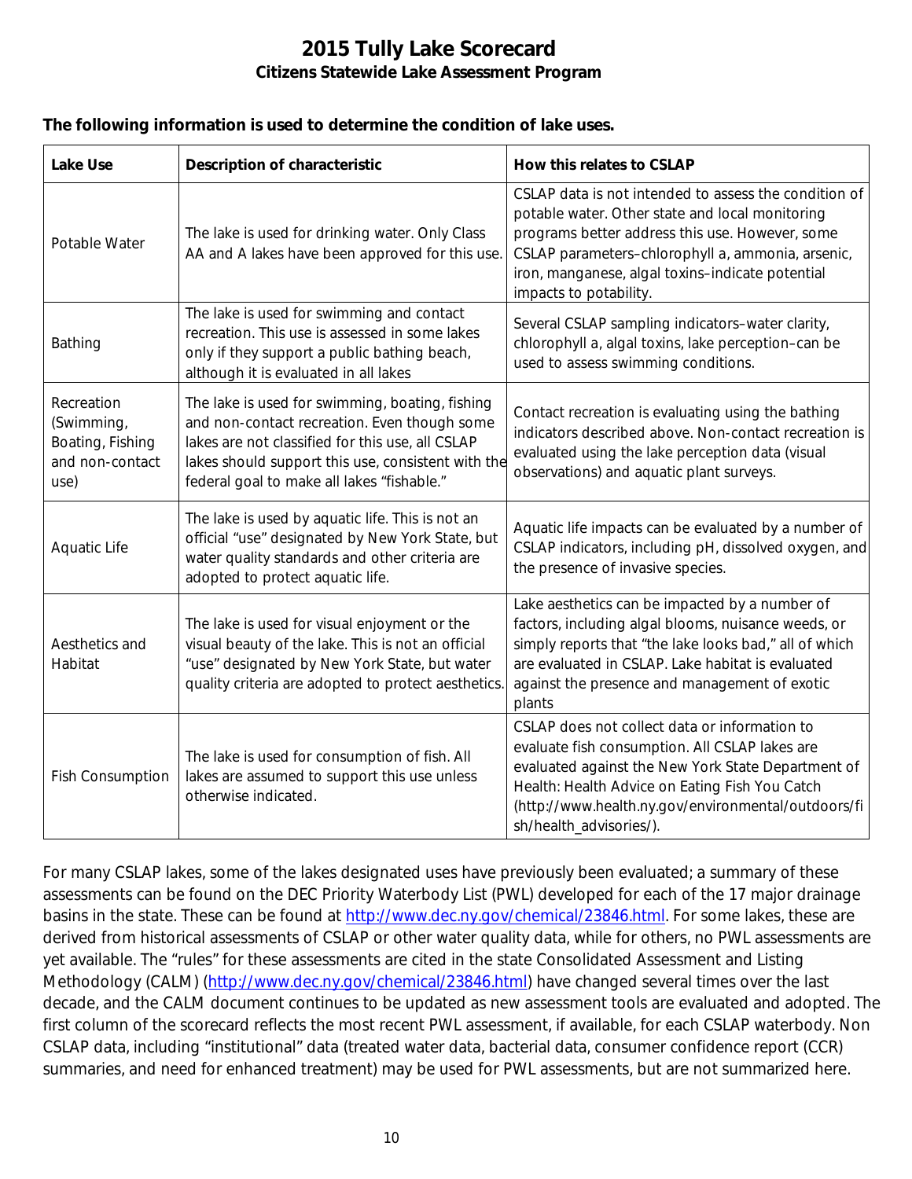# 2015 Tully Lake Scorecard

## Citizens Statewide Lake Assessment Program

**The following information is used to determine the condition of lake uses.**

| Lake Use | Description of characteristic | How this relates to CSLAP |
|---|---|---|
| Potable Water | The lake is used for drinking water. Only Class AA and A lakes have been approved for this use. | CSLAP data is not intended to assess the condition of potable water. Other state and local monitoring programs better address this use. However, some CSLAP parameters–chlorophyll a, ammonia, arsenic, iron, manganese, algal toxins–indicate potential impacts to potability. |
| Bathing | The lake is used for swimming and contact recreation. This use is assessed in some lakes only if they support a public bathing beach, although it is evaluated in all lakes | Several CSLAP sampling indicators–water clarity, chlorophyll a, algal toxins, lake perception–can be used to assess swimming conditions. |
| Recreation (Swimming, Boating, Fishing and non-contact use) | The lake is used for swimming, boating, fishing and non-contact recreation. Even though some lakes are not classified for this use, all CSLAP lakes should support this use, consistent with the federal goal to make all lakes "fishable." | Contact recreation is evaluating using the bathing indicators described above. Non-contact recreation is evaluated using the lake perception data (visual observations) and aquatic plant surveys. |
| Aquatic Life | The lake is used by aquatic life. This is not an official "use" designated by New York State, but water quality standards and other criteria are adopted to protect aquatic life. | Aquatic life impacts can be evaluated by a number of CSLAP indicators, including pH, dissolved oxygen, and the presence of invasive species. |
| Aesthetics and Habitat | The lake is used for visual enjoyment or the visual beauty of the lake. This is not an official "use" designated by New York State, but water quality criteria are adopted to protect aesthetics. | Lake aesthetics can be impacted by a number of factors, including algal blooms, nuisance weeds, or simply reports that "the lake looks bad," all of which are evaluated in CSLAP. Lake habitat is evaluated against the presence and management of exotic plants |
| Fish Consumption | The lake is used for consumption of fish. All lakes are assumed to support this use unless otherwise indicated. | CSLAP does not collect data or information to evaluate fish consumption. All CSLAP lakes are evaluated against the New York State Department of Health: Health Advice on Eating Fish You Catch (http://www.health.ny.gov/environmental/outdoors/fish/health_advisories/). |

For many CSLAP lakes, some of the lakes designated uses have previously been evaluated; a summary of these assessments can be found on the DEC Priority Waterbody List (PWL) developed for each of the 17 major drainage basins in the state. These can be found at http://www.dec.ny.gov/chemical/23846.html. For some lakes, these are derived from historical assessments of CSLAP or other water quality data, while for others, no PWL assessments are yet available. The "rules" for these assessments are cited in the state Consolidated Assessment and Listing Methodology (CALM) (http://www.dec.ny.gov/chemical/23846.html) have changed several times over the last decade, and the CALM document continues to be updated as new assessment tools are evaluated and adopted. The first column of the scorecard reflects the most recent PWL assessment, if available, for each CSLAP waterbody. Non CSLAP data, including "institutional" data (treated water data, bacterial data, consumer confidence report (CCR) summaries, and need for enhanced treatment) may be used for PWL assessments, but are not summarized here.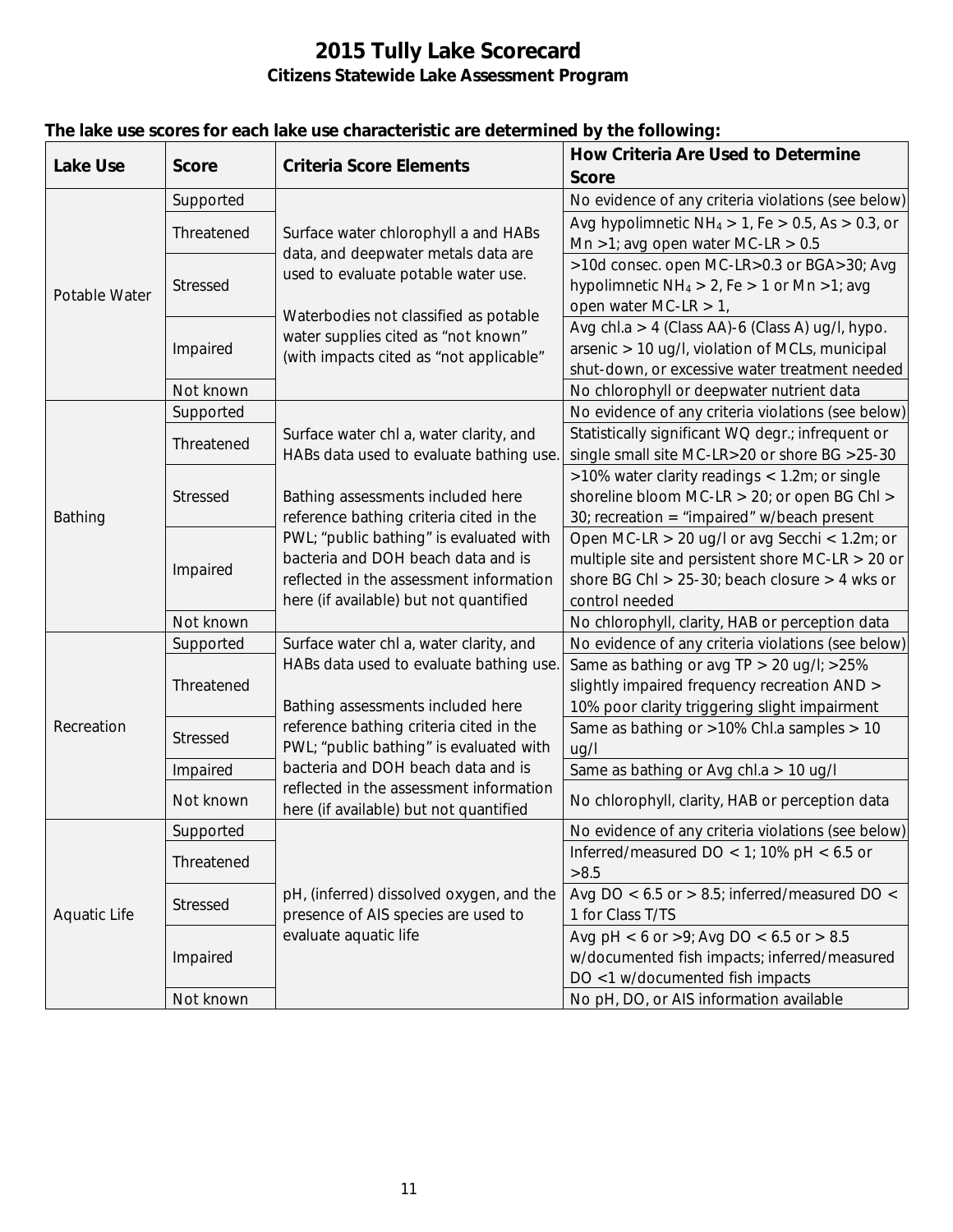# 2015 Tully Lake Scorecard

**Citizens Statewide Lake Assessment Program**

**The lake use scores for each lake use characteristic are determined by the following:**

| Lake Use | Score | Criteria Score Elements | How Criteria Are Used to Determine Score |
|---|---|---|---|
| Potable Water | Supported | Surface water chlorophyll a and HABs data, and deepwater metals data are used to evaluate potable water use. Waterbodies not classified as potable water supplies cited as "not known" (with impacts cited as "not applicable" | No evidence of any criteria violations (see below) |
| | Threatened | | Avg hypolimnetic $NH_4$ > 1, Fe > 0.5, As > 0.3, or Mn >1; avg open water MC-LR > 0.5 |
| | Stressed | | >10d consec. open MC-LR>0.3 or BGA>30; Avg hypolimnetic $NH_4$ > 2, Fe > 1 or Mn >1; avg open water MC-LR > 1, |
| | Impaired | | Avg chl.a > 4 (Class AA)-6 (Class A) ug/l, hypo. arsenic > 10 ug/l, violation of MCLs, municipal shut-down, or excessive water treatment needed |
| | Not known | | No chlorophyll or deepwater nutrient data |
| Bathing | Supported | Surface water chl a, water clarity, and HABs data used to evaluate bathing use. Bathing assessments included here reference bathing criteria cited in the PWL; "public bathing" is evaluated with bacteria and DOH beach data and is reflected in the assessment information here (if available) but not quantified | No evidence of any criteria violations (see below) |
| | Threatened | | Statistically significant WQ degr.; infrequent or single small site MC-LR>20 or shore BG >25-30 |
| | Stressed | | >10% water clarity readings < 1.2m; or single shoreline bloom MC-LR > 20; or open BG Chl > 30; recreation = "impaired" w/beach present |
| | Impaired | | Open MC-LR > 20 ug/l or avg Secchi < 1.2m; or multiple site and persistent shore MC-LR > 20 or shore BG Chl > 25-30; beach closure > 4 wks or control needed |
| | Not known | | No chlorophyll, clarity, HAB or perception data |
| Recreation | Supported | Surface water chl a, water clarity, and HABs data used to evaluate bathing use. Bathing assessments included here reference bathing criteria cited in the PWL; "public bathing" is evaluated with bacteria and DOH beach data and is reflected in the assessment information here (if available) but not quantified | No evidence of any criteria violations (see below) |
| | Threatened | | Same as bathing or avg TP > 20 ug/l; >25% slightly impaired frequency recreation AND > 10% poor clarity triggering slight impairment |
| | Stressed | | Same as bathing or >10% Chl.a samples > 10 ug/l |
| | Impaired | | Same as bathing or Avg chl.a > 10 ug/l |
| | Not known | | No chlorophyll, clarity, HAB or perception data |
| Aquatic Life | Supported | pH, (inferred) dissolved oxygen, and the presence of AIS species are used to evaluate aquatic life | No evidence of any criteria violations (see below) |
| | Threatened | | Inferred/measured DO < 1; 10% pH < 6.5 or >8.5 |
| | Stressed | | Avg DO < 6.5 or > 8.5; inferred/measured DO < 1 for Class T/TS |
| | Impaired | | Avg pH < 6 or >9; Avg DO < 6.5 or > 8.5 w/documented fish impacts; inferred/measured DO <1 w/documented fish impacts |
| | Not known | | No pH, DO, or AIS information available |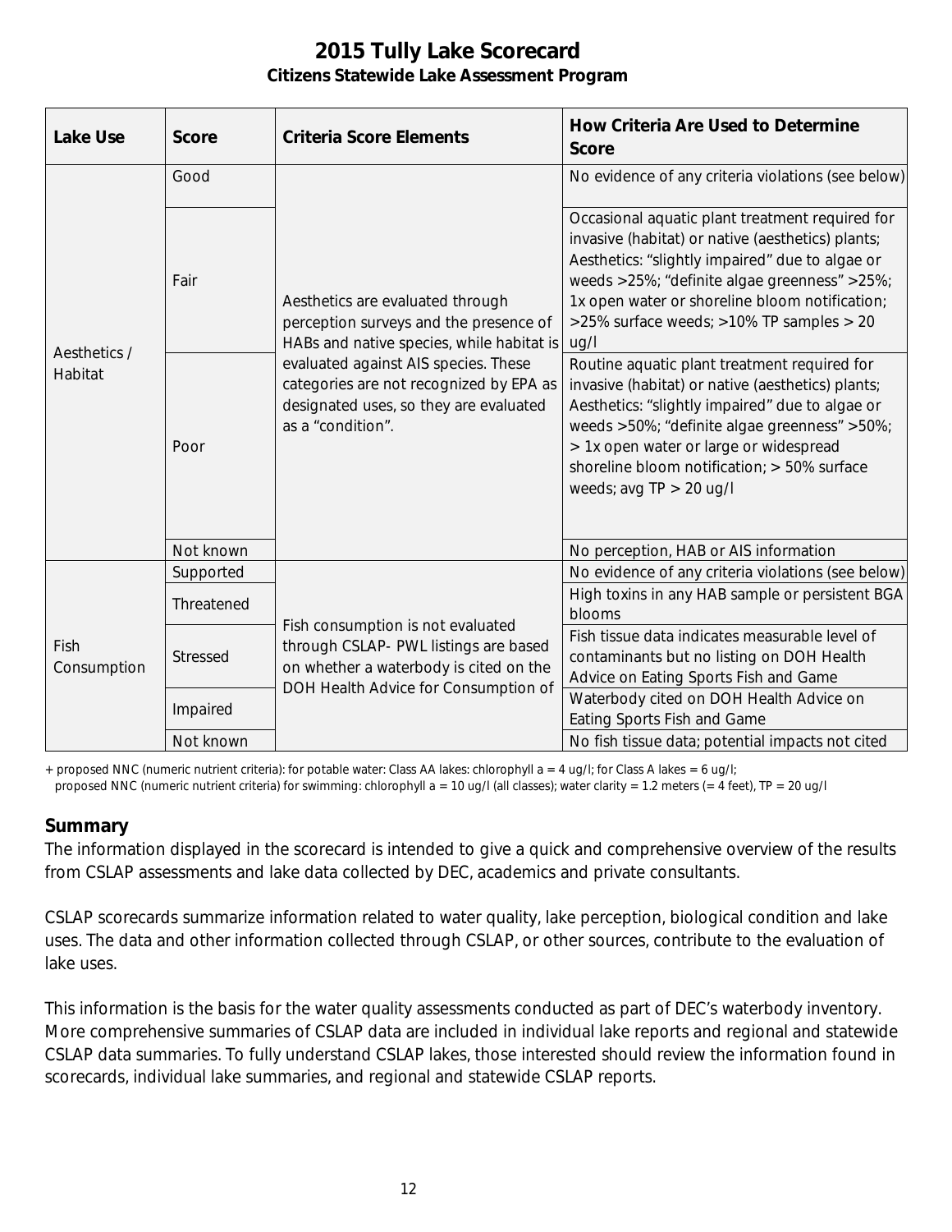# 2015 Tully Lake Scorecard

**Citizens Statewide Lake Assessment Program**

| Lake Use | Score | Criteria Score Elements | How Criteria Are Used to Determine Score |
|---|---|---|---|
| Aesthetics / Habitat | Good | Aesthetics are evaluated through perception surveys and the presence of HABs and native species, while habitat is evaluated against AIS species. These categories are not recognized by EPA as designated uses, so they are evaluated as a "condition". | No evidence of any criteria violations (see below) |
| | Fair | | Occasional aquatic plant treatment required for invasive (habitat) or native (aesthetics) plants; Aesthetics: "slightly impaired" due to algae or weeds >25%; "definite algae greenness" >25%; 1x open water or shoreline bloom notification; >25% surface weeds; >10% TP samples > 20 ug/l |
| | Poor | | Routine aquatic plant treatment required for invasive (habitat) or native (aesthetics) plants; Aesthetics: "slightly impaired" due to algae or weeds >50%; "definite algae greenness" >50%; > 1x open water or large or widespread shoreline bloom notification; > 50% surface weeds; avg TP > 20 ug/l |
| | Not known | | No perception, HAB or AIS information |
| Fish Consumption | Supported | Fish consumption is not evaluated through CSLAP- PWL listings are based on whether a waterbody is cited on the DOH Health Advice for Consumption of | No evidence of any criteria violations (see below) |
| | Threatened | | High toxins in any HAB sample or persistent BGA blooms |
| | Stressed | | Fish tissue data indicates measurable level of contaminants but no listing on DOH Health Advice on Eating Sports Fish and Game |
| | Impaired | | Waterbody cited on DOH Health Advice on Eating Sports Fish and Game |
| | Not known | | No fish tissue data; potential impacts not cited |

+ proposed NNC (numeric nutrient criteria): for potable water: Class AA lakes: chlorophyll a = 4 ug/l; for Class A lakes = 6 ug/l;
proposed NNC (numeric nutrient criteria) for swimming: chlorophyll a = 10 ug/l (all classes); water clarity = 1.2 meters (= 4 feet), TP = 20 ug/l

## Summary

The information displayed in the scorecard is intended to give a quick and comprehensive overview of the results from CSLAP assessments and lake data collected by DEC, academics and private consultants.

CSLAP scorecards summarize information related to water quality, lake perception, biological condition and lake uses. The data and other information collected through CSLAP, or other sources, contribute to the evaluation of lake uses.

This information is the basis for the water quality assessments conducted as part of DEC's waterbody inventory. More comprehensive summaries of CSLAP data are included in individual lake reports and regional and statewide CSLAP data summaries. To fully understand CSLAP lakes, those interested should review the information found in scorecards, individual lake summaries, and regional and statewide CSLAP reports.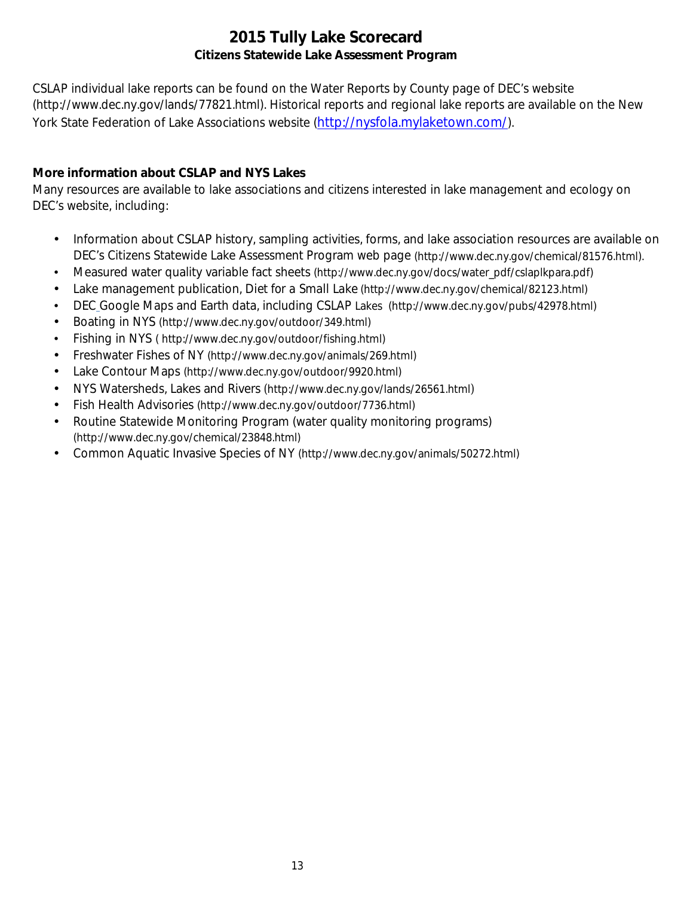# 2015 Tully Lake Scorecard

### Citizens Statewide Lake Assessment Program

CSLAP individual lake reports can be found on the Water Reports by County page of DEC's website (http://www.dec.ny.gov/lands/77821.html). Historical reports and regional lake reports are available on the New York State Federation of Lake Associations website (http://nysfola.mylaketown.com/).

**More information about CSLAP and NYS Lakes**

Many resources are available to lake associations and citizens interested in lake management and ecology on DEC's website, including:

- Information about CSLAP history, sampling activities, forms, and lake association resources are available on DEC's Citizens Statewide Lake Assessment Program web page (http://www.dec.ny.gov/chemical/81576.html).
- Measured water quality variable fact sheets (http://www.dec.ny.gov/docs/water_pdf/cslaplkpara.pdf)
- Lake management publication, Diet for a Small Lake (http://www.dec.ny.gov/chemical/82123.html)
- DEC Google Maps and Earth data, including CSLAP Lakes (http://www.dec.ny.gov/pubs/42978.html)
- Boating in NYS (http://www.dec.ny.gov/outdoor/349.html)
- Fishing in NYS ( http://www.dec.ny.gov/outdoor/fishing.html)
- Freshwater Fishes of NY (http://www.dec.ny.gov/animals/269.html)
- Lake Contour Maps (http://www.dec.ny.gov/outdoor/9920.html)
- NYS Watersheds, Lakes and Rivers (http://www.dec.ny.gov/lands/26561.html)
- Fish Health Advisories (http://www.dec.ny.gov/outdoor/7736.html)
- Routine Statewide Monitoring Program (water quality monitoring programs) (http://www.dec.ny.gov/chemical/23848.html)
- Common Aquatic Invasive Species of NY (http://www.dec.ny.gov/animals/50272.html)